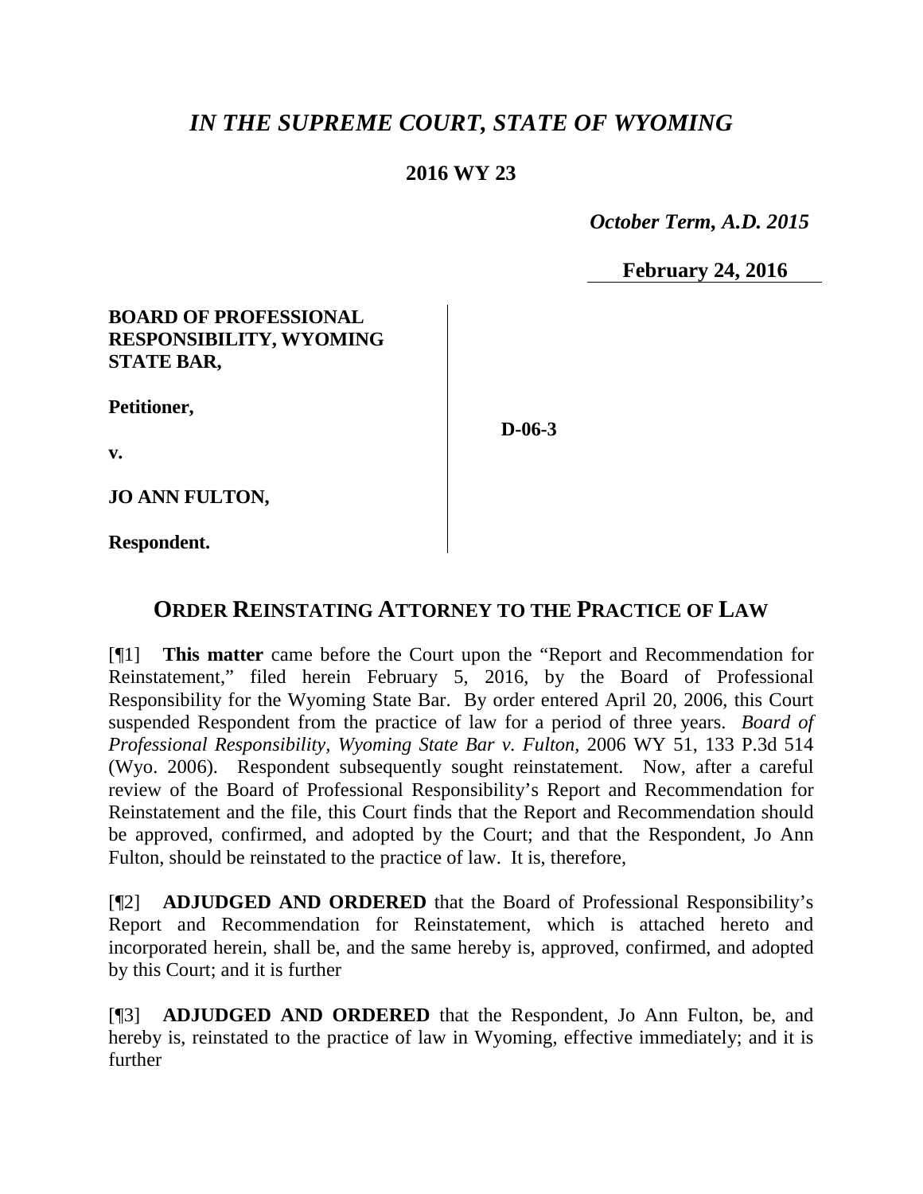# *IN THE SUPREME COURT, STATE OF WYOMING*

**2016 WY 23**

*October Term, A.D. 2015*

**February 24, 2016**

**BOARD OF PROFESSIONAL RESPONSIBILITY, WYOMING STATE BAR,**

**Petitioner,**

**v.**

**JO ANN FULTON,**

**Respondent.**

**D-06-3**

## ORDER REINSTATING ATTORNEY TO THE PRACTICE OF LAW

[¶1] **This matter** came before the Court upon the "Report and Recommendation for Reinstatement," filed herein February 5, 2016, by the Board of Professional Responsibility for the Wyoming State Bar. By order entered April 20, 2006, this Court suspended Respondent from the practice of law for a period of three years. *Board of Professional Responsibility, Wyoming State Bar v. Fulton*, 2006 WY 51, 133 P.3d 514 (Wyo. 2006). Respondent subsequently sought reinstatement. Now, after a careful review of the Board of Professional Responsibility's Report and Recommendation for Reinstatement and the file, this Court finds that the Report and Recommendation should be approved, confirmed, and adopted by the Court; and that the Respondent, Jo Ann Fulton, should be reinstated to the practice of law. It is, therefore,

[¶2] **ADJUDGED AND ORDERED** that the Board of Professional Responsibility's Report and Recommendation for Reinstatement, which is attached hereto and incorporated herein, shall be, and the same hereby is, approved, confirmed, and adopted by this Court; and it is further

[¶3] **ADJUDGED AND ORDERED** that the Respondent, Jo Ann Fulton, be, and hereby is, reinstated to the practice of law in Wyoming, effective immediately; and it is further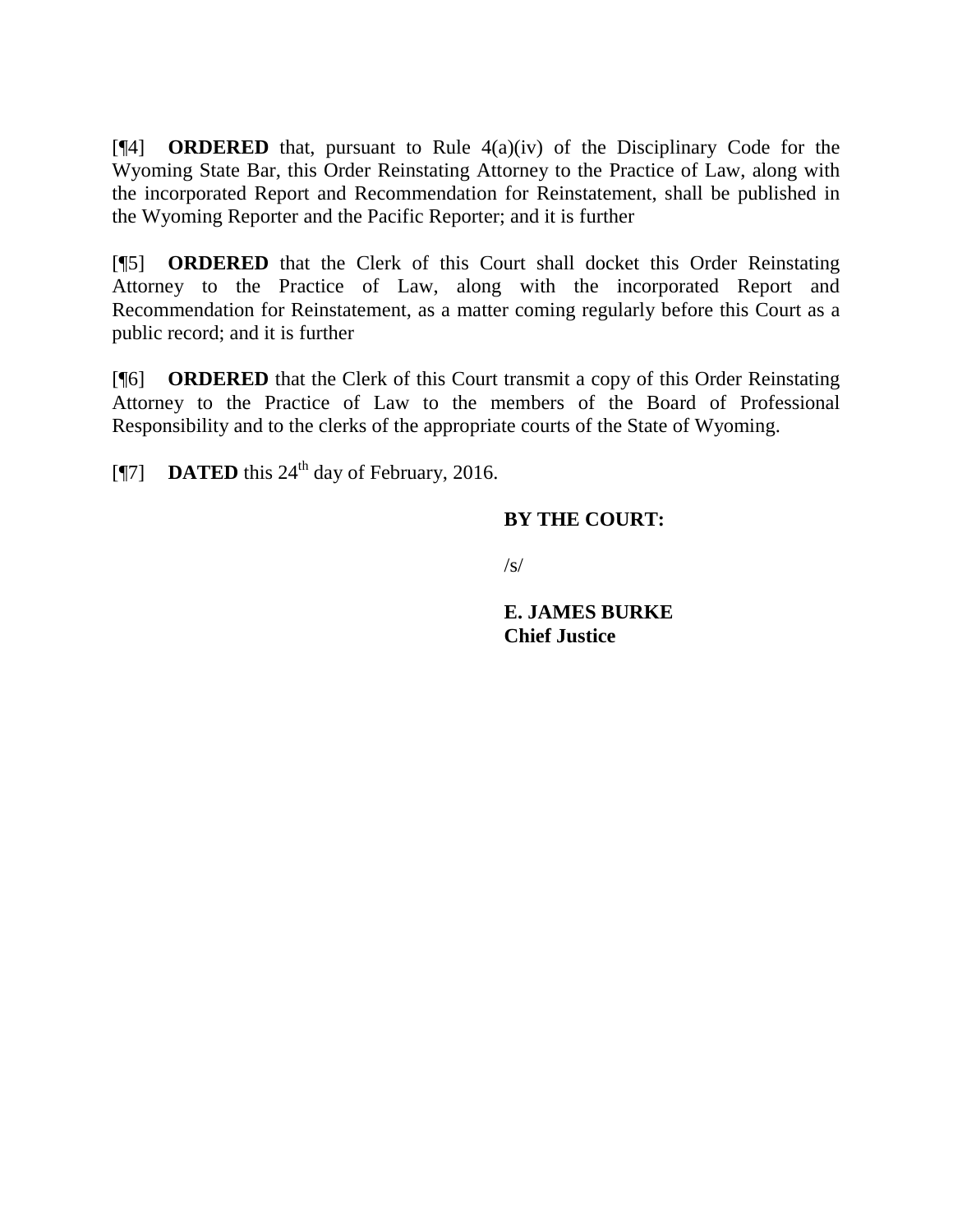[¶4] **ORDERED** that, pursuant to Rule 4(a)(iv) of the Disciplinary Code for the Wyoming State Bar, this Order Reinstating Attorney to the Practice of Law, along with the incorporated Report and Recommendation for Reinstatement, shall be published in the Wyoming Reporter and the Pacific Reporter; and it is further

[¶5] **ORDERED** that the Clerk of this Court shall docket this Order Reinstating Attorney to the Practice of Law, along with the incorporated Report and Recommendation for Reinstatement, as a matter coming regularly before this Court as a public record; and it is further

[¶6] **ORDERED** that the Clerk of this Court transmit a copy of this Order Reinstating Attorney to the Practice of Law to the members of the Board of Professional Responsibility and to the clerks of the appropriate courts of the State of Wyoming.

[¶7] **DATED** this 24th day of February, 2016.

**BY THE COURT:**

/s/

**E. JAMES BURKE**
**Chief Justice**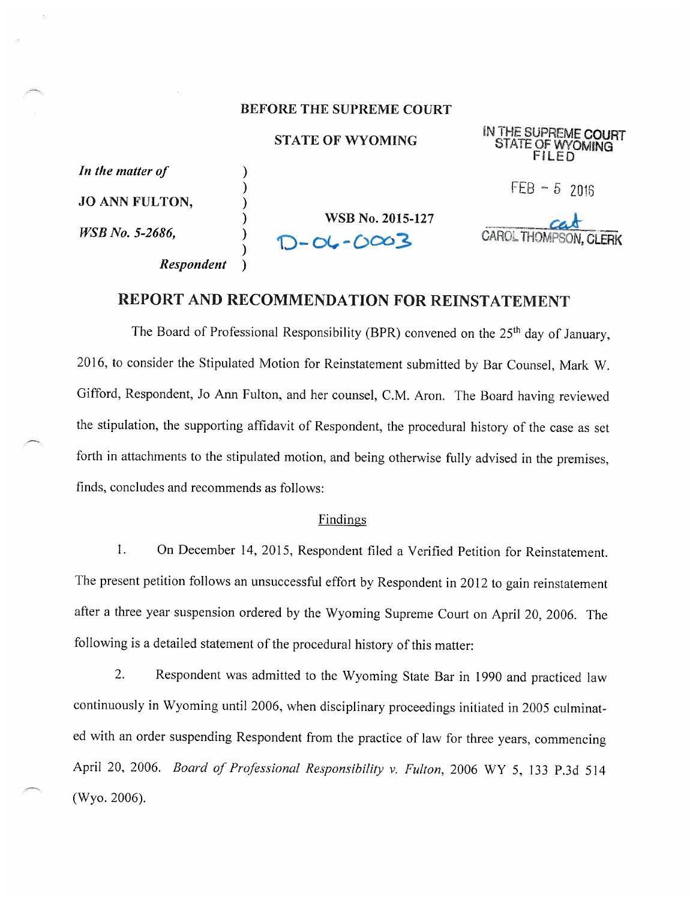BEFORE THE SUPREME COURT

STATE OF WYOMING

IN THE SUPREME COURT
STATE OF WYOMING
FILED

FEB - 5 2016

CAROL THOMPSON, CLERK

| | | |
|---|---|---|
| *In the matter of* | ) | |
| | ) | |
| **JO ANN FULTON,** | ) | |
| | ) | **WSB No. 2015-127** |
| *WSB No. 5-2686,* | ) | D-06-0003 |
| | ) | |
| *Respondent* | ) | |

## REPORT AND RECOMMENDATION FOR REINSTATEMENT

The Board of Professional Responsibility (BPR) convened on the 25th day of January, 2016, to consider the Stipulated Motion for Reinstatement submitted by Bar Counsel, Mark W. Gifford, Respondent, Jo Ann Fulton, and her counsel, C.M. Aron. The Board having reviewed the stipulation, the supporting affidavit of Respondent, the procedural history of the case as set forth in attachments to the stipulated motion, and being otherwise fully advised in the premises, finds, concludes and recommends as follows:

### Findings

1. On December 14, 2015, Respondent filed a Verified Petition for Reinstatement. The present petition follows an unsuccessful effort by Respondent in 2012 to gain reinstatement after a three year suspension ordered by the Wyoming Supreme Court on April 20, 2006. The following is a detailed statement of the procedural history of this matter:

2. Respondent was admitted to the Wyoming State Bar in 1990 and practiced law continuously in Wyoming until 2006, when disciplinary proceedings initiated in 2005 culminated with an order suspending Respondent from the practice of law for three years, commencing April 20, 2006. *Board of Professional Responsibility v. Fulton*, 2006 WY 5, 133 P.3d 514 (Wyo. 2006).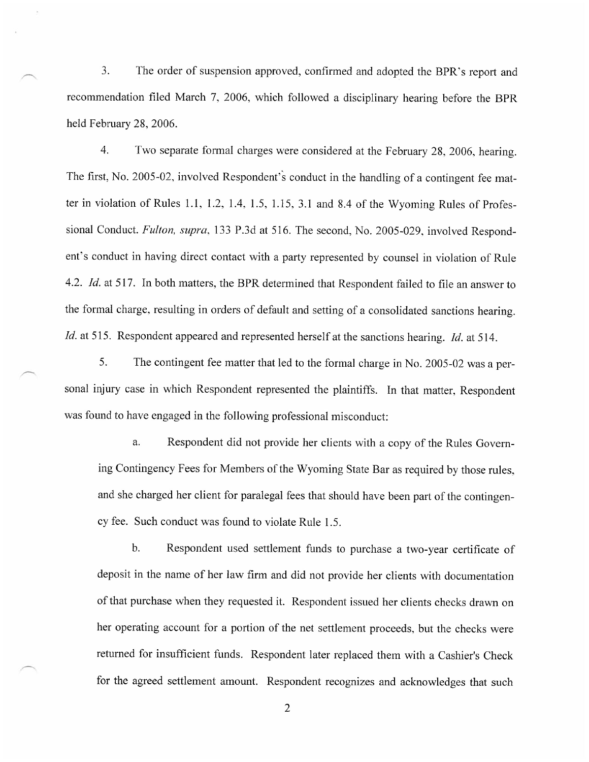3. The order of suspension approved, confirmed and adopted the BPR's report and recommendation filed March 7, 2006, which followed a disciplinary hearing before the BPR held February 28, 2006.

4. Two separate formal charges were considered at the February 28, 2006, hearing. The first, No. 2005-02, involved Respondent's conduct in the handling of a contingent fee matter in violation of Rules 1.1, 1.2, 1.4, 1.5, 1.15, 3.1 and 8.4 of the Wyoming Rules of Professional Conduct. *Fulton, supra*, 133 P.3d at 516. The second, No. 2005-029, involved Respondent's conduct in having direct contact with a party represented by counsel in violation of Rule 4.2. *Id.* at 517. In both matters, the BPR determined that Respondent failed to file an answer to the formal charge, resulting in orders of default and setting of a consolidated sanctions hearing. *Id.* at 515. Respondent appeared and represented herself at the sanctions hearing. *Id.* at 514.

5. The contingent fee matter that led to the formal charge in No. 2005-02 was a personal injury case in which Respondent represented the plaintiffs. In that matter, Respondent was found to have engaged in the following professional misconduct:

a. Respondent did not provide her clients with a copy of the Rules Governing Contingency Fees for Members of the Wyoming State Bar as required by those rules, and she charged her client for paralegal fees that should have been part of the contingency fee. Such conduct was found to violate Rule 1.5.

b. Respondent used settlement funds to purchase a two-year certificate of deposit in the name of her law firm and did not provide her clients with documentation of that purchase when they requested it. Respondent issued her clients checks drawn on her operating account for a portion of the net settlement proceeds, but the checks were returned for insufficient funds. Respondent later replaced them with a Cashier's Check for the agreed settlement amount. Respondent recognizes and acknowledges that such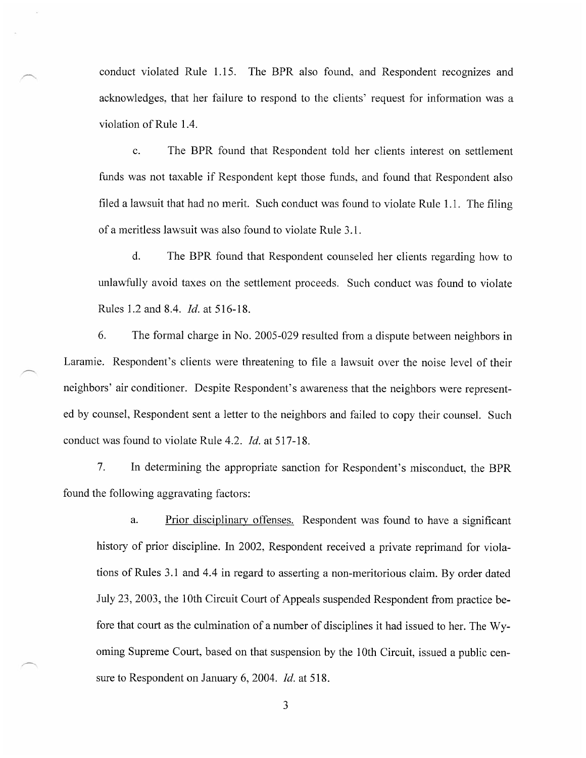conduct violated Rule 1.15. The BPR also found, and Respondent recognizes and acknowledges, that her failure to respond to the clients' request for information was a violation of Rule 1.4.

c. The BPR found that Respondent told her clients interest on settlement funds was not taxable if Respondent kept those funds, and found that Respondent also filed a lawsuit that had no merit. Such conduct was found to violate Rule 1.1. The filing of a meritless lawsuit was also found to violate Rule 3.1.

d. The BPR found that Respondent counseled her clients regarding how to unlawfully avoid taxes on the settlement proceeds. Such conduct was found to violate Rules 1.2 and 8.4. *Id.* at 516-18.

6. The formal charge in No. 2005-029 resulted from a dispute between neighbors in Laramie. Respondent's clients were threatening to file a lawsuit over the noise level of their neighbors' air conditioner. Despite Respondent's awareness that the neighbors were represented by counsel, Respondent sent a letter to the neighbors and failed to copy their counsel. Such conduct was found to violate Rule 4.2. *Id.* at 517-18.

7. In determining the appropriate sanction for Respondent's misconduct, the BPR found the following aggravating factors:

a. Prior disciplinary offenses. Respondent was found to have a significant history of prior discipline. In 2002, Respondent received a private reprimand for violations of Rules 3.1 and 4.4 in regard to asserting a non-meritorious claim. By order dated July 23, 2003, the 10th Circuit Court of Appeals suspended Respondent from practice before that court as the culmination of a number of disciplines it had issued to her. The Wyoming Supreme Court, based on that suspension by the 10th Circuit, issued a public censure to Respondent on January 6, 2004. *Id.* at 518.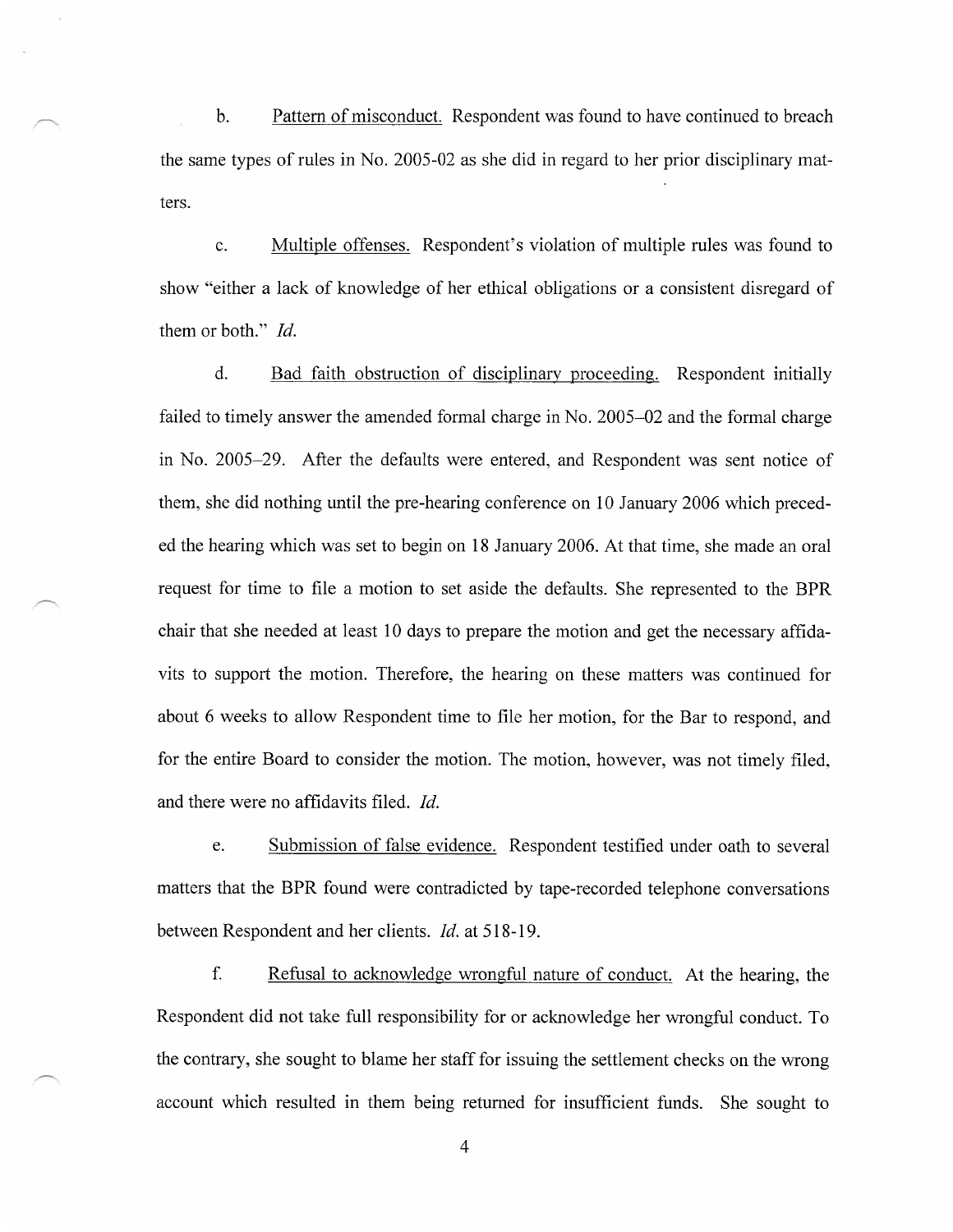b. Pattern of misconduct. Respondent was found to have continued to breach the same types of rules in No. 2005-02 as she did in regard to her prior disciplinary matters.

c. Multiple offenses. Respondent's violation of multiple rules was found to show "either a lack of knowledge of her ethical obligations or a consistent disregard of them or both." *Id.*

d. Bad faith obstruction of disciplinary proceeding. Respondent initially failed to timely answer the amended formal charge in No. 2005–02 and the formal charge in No. 2005–29. After the defaults were entered, and Respondent was sent notice of them, she did nothing until the pre-hearing conference on 10 January 2006 which preceded the hearing which was set to begin on 18 January 2006. At that time, she made an oral request for time to file a motion to set aside the defaults. She represented to the BPR chair that she needed at least 10 days to prepare the motion and get the necessary affidavits to support the motion. Therefore, the hearing on these matters was continued for about 6 weeks to allow Respondent time to file her motion, for the Bar to respond, and for the entire Board to consider the motion. The motion, however, was not timely filed, and there were no affidavits filed. *Id.*

e. Submission of false evidence. Respondent testified under oath to several matters that the BPR found were contradicted by tape-recorded telephone conversations between Respondent and her clients. *Id.* at 518-19.

f. Refusal to acknowledge wrongful nature of conduct. At the hearing, the Respondent did not take full responsibility for or acknowledge her wrongful conduct. To the contrary, she sought to blame her staff for issuing the settlement checks on the wrong account which resulted in them being returned for insufficient funds. She sought to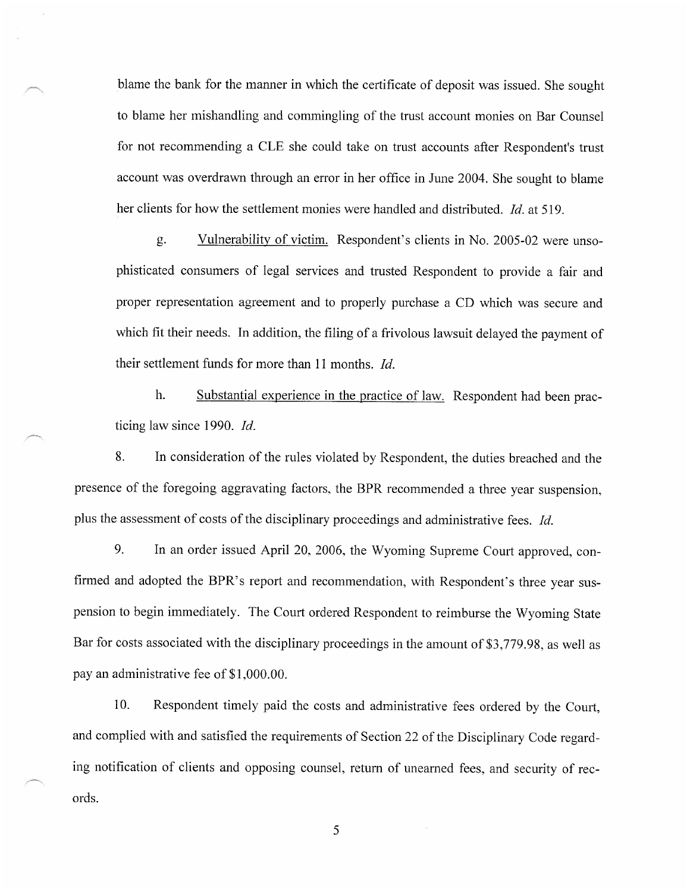blame the bank for the manner in which the certificate of deposit was issued. She sought to blame her mishandling and commingling of the trust account monies on Bar Counsel for not recommending a CLE she could take on trust accounts after Respondent's trust account was overdrawn through an error in her office in June 2004. She sought to blame her clients for how the settlement monies were handled and distributed. *Id.* at 519.

g. Vulnerability of victim. Respondent's clients in No. 2005-02 were unsophisticated consumers of legal services and trusted Respondent to provide a fair and proper representation agreement and to properly purchase a CD which was secure and which fit their needs. In addition, the filing of a frivolous lawsuit delayed the payment of their settlement funds for more than 11 months. *Id.*

h. Substantial experience in the practice of law. Respondent had been practicing law since 1990. *Id.*

8. In consideration of the rules violated by Respondent, the duties breached and the presence of the foregoing aggravating factors, the BPR recommended a three year suspension, plus the assessment of costs of the disciplinary proceedings and administrative fees. *Id.*

9. In an order issued April 20, 2006, the Wyoming Supreme Court approved, confirmed and adopted the BPR's report and recommendation, with Respondent's three year suspension to begin immediately. The Court ordered Respondent to reimburse the Wyoming State Bar for costs associated with the disciplinary proceedings in the amount of $3,779.98, as well as pay an administrative fee of $1,000.00.

10. Respondent timely paid the costs and administrative fees ordered by the Court, and complied with and satisfied the requirements of Section 22 of the Disciplinary Code regarding notification of clients and opposing counsel, return of unearned fees, and security of records.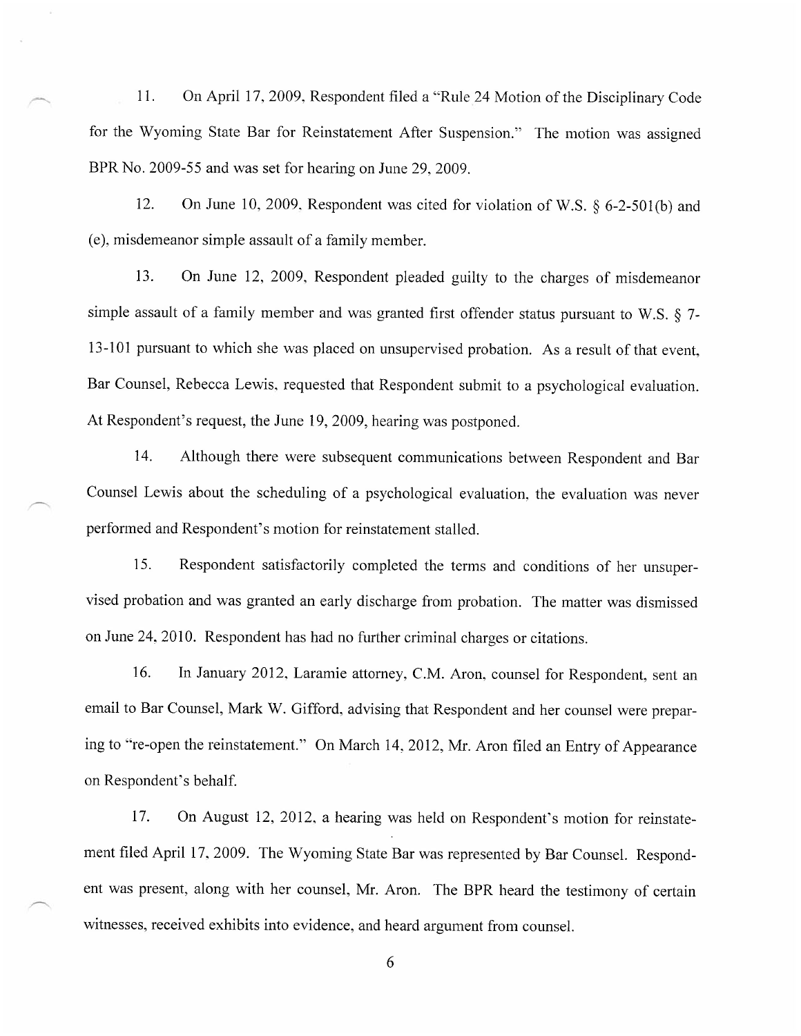11. On April 17, 2009, Respondent filed a "Rule 24 Motion of the Disciplinary Code for the Wyoming State Bar for Reinstatement After Suspension." The motion was assigned BPR No. 2009-55 and was set for hearing on June 29, 2009.

12. On June 10, 2009, Respondent was cited for violation of W.S. § 6-2-501(b) and (e), misdemeanor simple assault of a family member.

13. On June 12, 2009, Respondent pleaded guilty to the charges of misdemeanor simple assault of a family member and was granted first offender status pursuant to W.S. § 7-13-101 pursuant to which she was placed on unsupervised probation. As a result of that event, Bar Counsel, Rebecca Lewis, requested that Respondent submit to a psychological evaluation. At Respondent's request, the June 19, 2009, hearing was postponed.

14. Although there were subsequent communications between Respondent and Bar Counsel Lewis about the scheduling of a psychological evaluation, the evaluation was never performed and Respondent's motion for reinstatement stalled.

15. Respondent satisfactorily completed the terms and conditions of her unsupervised probation and was granted an early discharge from probation. The matter was dismissed on June 24, 2010. Respondent has had no further criminal charges or citations.

16. In January 2012, Laramie attorney, C.M. Aron, counsel for Respondent, sent an email to Bar Counsel, Mark W. Gifford, advising that Respondent and her counsel were preparing to "re-open the reinstatement." On March 14, 2012, Mr. Aron filed an Entry of Appearance on Respondent's behalf.

17. On August 12, 2012, a hearing was held on Respondent's motion for reinstatement filed April 17, 2009. The Wyoming State Bar was represented by Bar Counsel. Respondent was present, along with her counsel, Mr. Aron. The BPR heard the testimony of certain witnesses, received exhibits into evidence, and heard argument from counsel.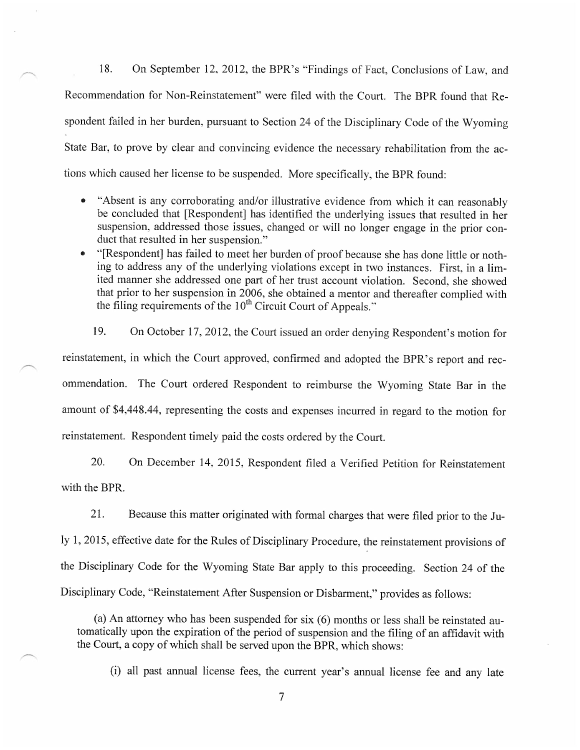18. On September 12, 2012, the BPR's "Findings of Fact, Conclusions of Law, and Recommendation for Non-Reinstatement" were filed with the Court. The BPR found that Respondent failed in her burden, pursuant to Section 24 of the Disciplinary Code of the Wyoming State Bar, to prove by clear and convincing evidence the necessary rehabilitation from the actions which caused her license to be suspended. More specifically, the BPR found:

- "Absent is any corroborating and/or illustrative evidence from which it can reasonably be concluded that [Respondent] has identified the underlying issues that resulted in her suspension, addressed those issues, changed or will no longer engage in the prior conduct that resulted in her suspension."
- "[Respondent] has failed to meet her burden of proof because she has done little or nothing to address any of the underlying violations except in two instances. First, in a limited manner she addressed one part of her trust account violation. Second, she showed that prior to her suspension in 2006, she obtained a mentor and thereafter complied with the filing requirements of the 10th Circuit Court of Appeals."

19. On October 17, 2012, the Court issued an order denying Respondent's motion for reinstatement, in which the Court approved, confirmed and adopted the BPR's report and recommendation. The Court ordered Respondent to reimburse the Wyoming State Bar in the amount of $4,448.44, representing the costs and expenses incurred in regard to the motion for reinstatement. Respondent timely paid the costs ordered by the Court.

20. On December 14, 2015, Respondent filed a Verified Petition for Reinstatement with the BPR.

21. Because this matter originated with formal charges that were filed prior to the July 1, 2015, effective date for the Rules of Disciplinary Procedure, the reinstatement provisions of the Disciplinary Code for the Wyoming State Bar apply to this proceeding. Section 24 of the Disciplinary Code, "Reinstatement After Suspension or Disbarment," provides as follows:

> (a) An attorney who has been suspended for six (6) months or less shall be reinstated automatically upon the expiration of the period of suspension and the filing of an affidavit with the Court, a copy of which shall be served upon the BPR, which shows:
>
> (i) all past annual license fees, the current year's annual license fee and any late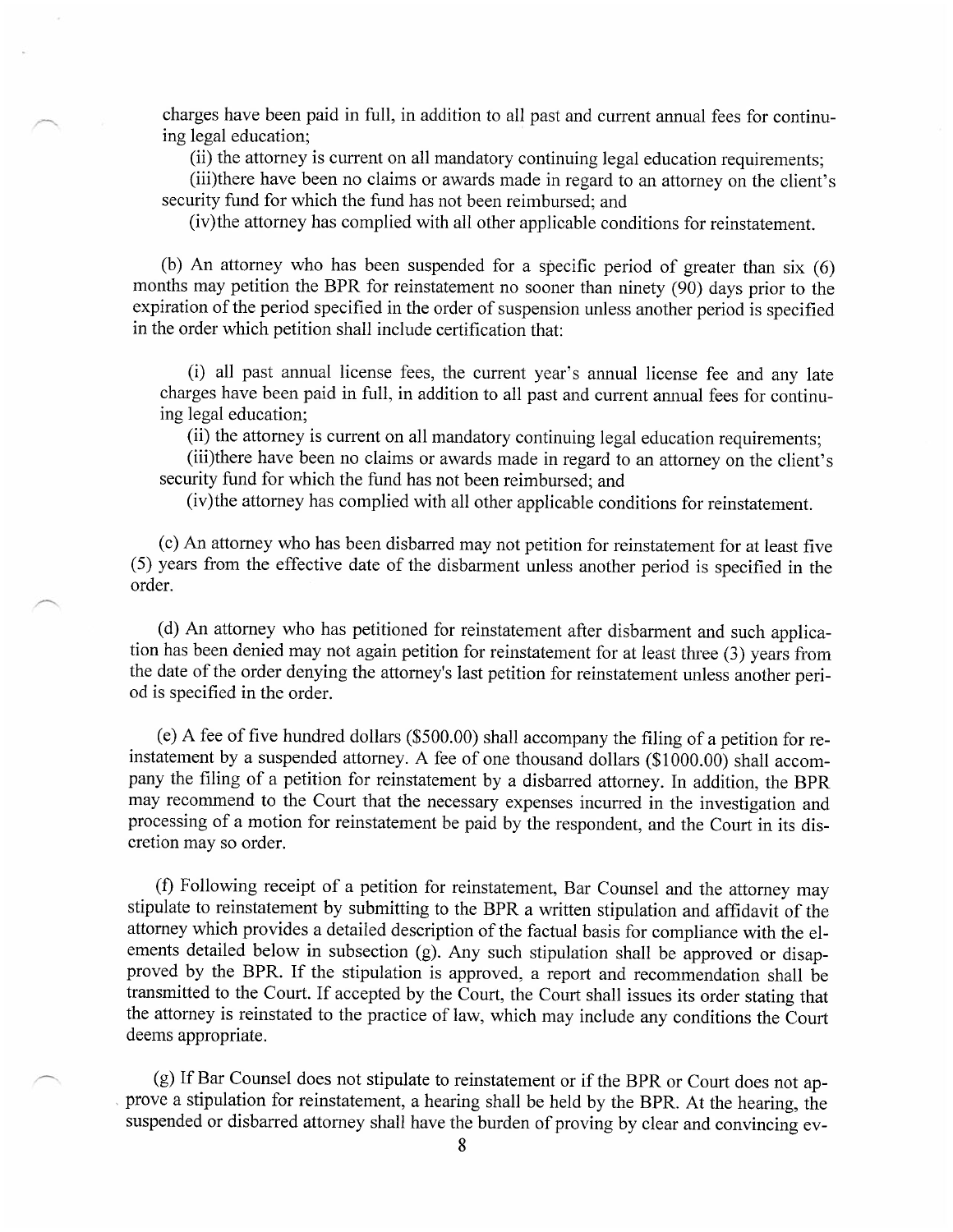charges have been paid in full, in addition to all past and current annual fees for continuing legal education;

(ii) the attorney is current on all mandatory continuing legal education requirements;

(iii)there have been no claims or awards made in regard to an attorney on the client's security fund for which the fund has not been reimbursed; and

(iv)the attorney has complied with all other applicable conditions for reinstatement.

(b) An attorney who has been suspended for a specific period of greater than six (6) months may petition the BPR for reinstatement no sooner than ninety (90) days prior to the expiration of the period specified in the order of suspension unless another period is specified in the order which petition shall include certification that:

(i) all past annual license fees, the current year's annual license fee and any late charges have been paid in full, in addition to all past and current annual fees for continuing legal education;

(ii) the attorney is current on all mandatory continuing legal education requirements;

(iii)there have been no claims or awards made in regard to an attorney on the client's security fund for which the fund has not been reimbursed; and

(iv)the attorney has complied with all other applicable conditions for reinstatement.

(c) An attorney who has been disbarred may not petition for reinstatement for at least five (5) years from the effective date of the disbarment unless another period is specified in the order.

(d) An attorney who has petitioned for reinstatement after disbarment and such application has been denied may not again petition for reinstatement for at least three (3) years from the date of the order denying the attorney's last petition for reinstatement unless another period is specified in the order.

(e) A fee of five hundred dollars ($500.00) shall accompany the filing of a petition for reinstatement by a suspended attorney. A fee of one thousand dollars ($1000.00) shall accompany the filing of a petition for reinstatement by a disbarred attorney. In addition, the BPR may recommend to the Court that the necessary expenses incurred in the investigation and processing of a motion for reinstatement be paid by the respondent, and the Court in its discretion may so order.

(f) Following receipt of a petition for reinstatement, Bar Counsel and the attorney may stipulate to reinstatement by submitting to the BPR a written stipulation and affidavit of the attorney which provides a detailed description of the factual basis for compliance with the elements detailed below in subsection (g). Any such stipulation shall be approved or disapproved by the BPR. If the stipulation is approved, a report and recommendation shall be transmitted to the Court. If accepted by the Court, the Court shall issues its order stating that the attorney is reinstated to the practice of law, which may include any conditions the Court deems appropriate.

(g) If Bar Counsel does not stipulate to reinstatement or if the BPR or Court does not approve a stipulation for reinstatement, a hearing shall be held by the BPR. At the hearing, the suspended or disbarred attorney shall have the burden of proving by clear and convincing ev-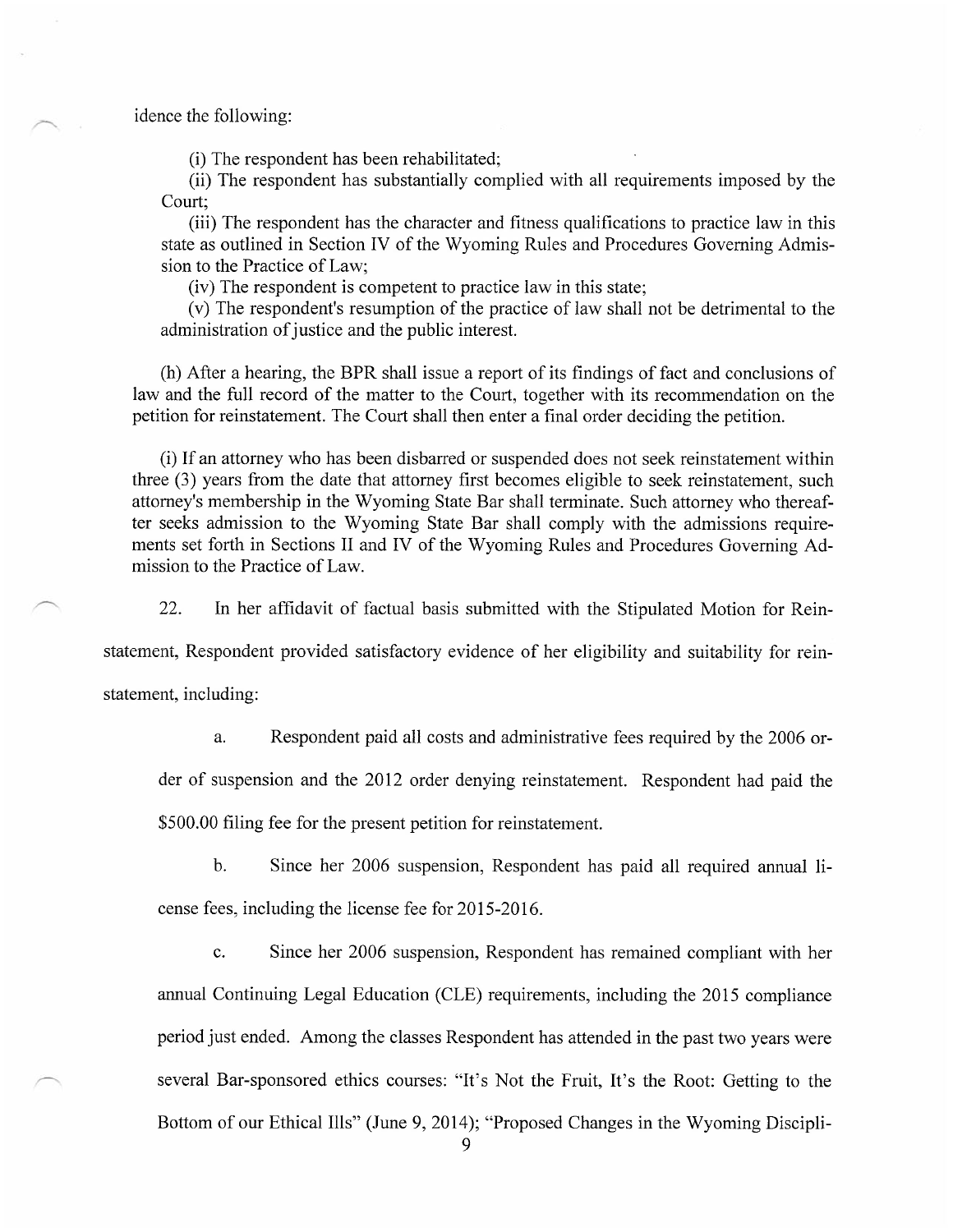idence the following:

(i) The respondent has been rehabilitated;

(ii) The respondent has substantially complied with all requirements imposed by the Court;

(iii) The respondent has the character and fitness qualifications to practice law in this state as outlined in Section IV of the Wyoming Rules and Procedures Governing Admission to the Practice of Law;

(iv) The respondent is competent to practice law in this state;

(v) The respondent's resumption of the practice of law shall not be detrimental to the administration of justice and the public interest.

(h) After a hearing, the BPR shall issue a report of its findings of fact and conclusions of law and the full record of the matter to the Court, together with its recommendation on the petition for reinstatement. The Court shall then enter a final order deciding the petition.

(i) If an attorney who has been disbarred or suspended does not seek reinstatement within three (3) years from the date that attorney first becomes eligible to seek reinstatement, such attorney's membership in the Wyoming State Bar shall terminate. Such attorney who thereafter seeks admission to the Wyoming State Bar shall comply with the admissions requirements set forth in Sections II and IV of the Wyoming Rules and Procedures Governing Admission to the Practice of Law.

22. In her affidavit of factual basis submitted with the Stipulated Motion for Reinstatement, Respondent provided satisfactory evidence of her eligibility and suitability for reinstatement, including:

a. Respondent paid all costs and administrative fees required by the 2006 order of suspension and the 2012 order denying reinstatement. Respondent had paid the $500.00 filing fee for the present petition for reinstatement.

b. Since her 2006 suspension, Respondent has paid all required annual license fees, including the license fee for 2015-2016.

c. Since her 2006 suspension, Respondent has remained compliant with her annual Continuing Legal Education (CLE) requirements, including the 2015 compliance period just ended. Among the classes Respondent has attended in the past two years were several Bar-sponsored ethics courses: "It's Not the Fruit, It's the Root: Getting to the Bottom of our Ethical Ills" (June 9, 2014); "Proposed Changes in the Wyoming Discipli-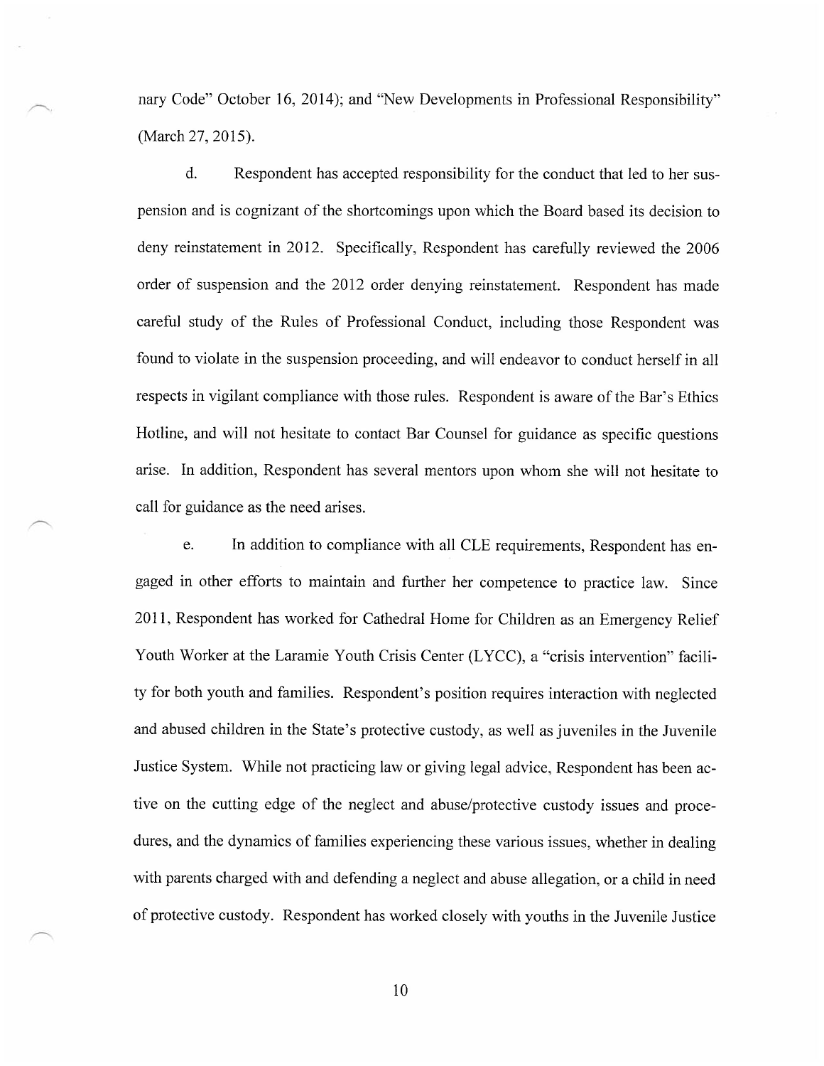nary Code" October 16, 2014); and "New Developments in Professional Responsibility" (March 27, 2015).

d. Respondent has accepted responsibility for the conduct that led to her suspension and is cognizant of the shortcomings upon which the Board based its decision to deny reinstatement in 2012. Specifically, Respondent has carefully reviewed the 2006 order of suspension and the 2012 order denying reinstatement. Respondent has made careful study of the Rules of Professional Conduct, including those Respondent was found to violate in the suspension proceeding, and will endeavor to conduct herself in all respects in vigilant compliance with those rules. Respondent is aware of the Bar's Ethics Hotline, and will not hesitate to contact Bar Counsel for guidance as specific questions arise. In addition, Respondent has several mentors upon whom she will not hesitate to call for guidance as the need arises.

e. In addition to compliance with all CLE requirements, Respondent has engaged in other efforts to maintain and further her competence to practice law. Since 2011, Respondent has worked for Cathedral Home for Children as an Emergency Relief Youth Worker at the Laramie Youth Crisis Center (LYCC), a "crisis intervention" facility for both youth and families. Respondent's position requires interaction with neglected and abused children in the State's protective custody, as well as juveniles in the Juvenile Justice System. While not practicing law or giving legal advice, Respondent has been active on the cutting edge of the neglect and abuse/protective custody issues and procedures, and the dynamics of families experiencing these various issues, whether in dealing with parents charged with and defending a neglect and abuse allegation, or a child in need of protective custody. Respondent has worked closely with youths in the Juvenile Justice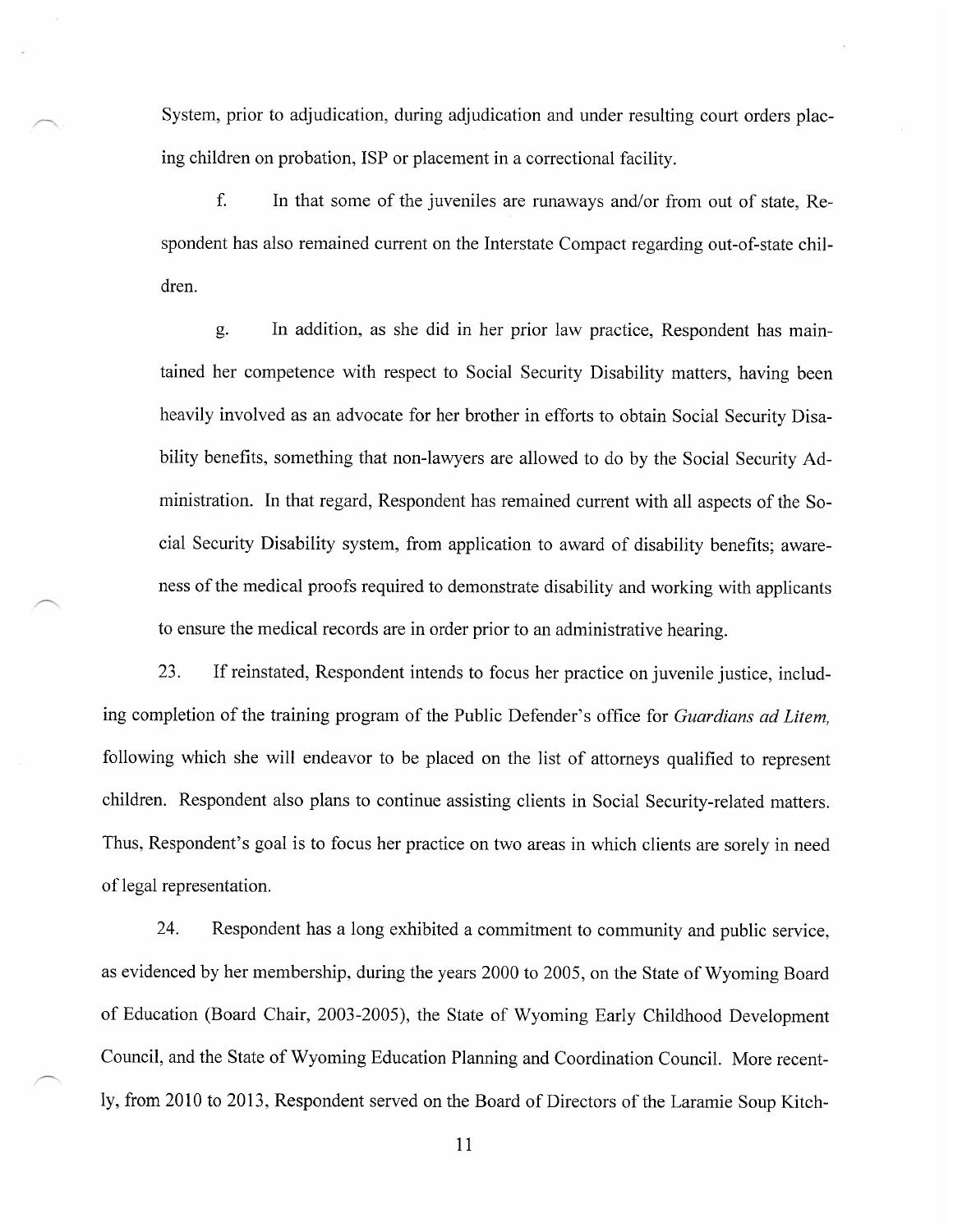System, prior to adjudication, during adjudication and under resulting court orders placing children on probation, ISP or placement in a correctional facility.

f. In that some of the juveniles are runaways and/or from out of state, Respondent has also remained current on the Interstate Compact regarding out-of-state children.

g. In addition, as she did in her prior law practice, Respondent has maintained her competence with respect to Social Security Disability matters, having been heavily involved as an advocate for her brother in efforts to obtain Social Security Disability benefits, something that non-lawyers are allowed to do by the Social Security Administration. In that regard, Respondent has remained current with all aspects of the Social Security Disability system, from application to award of disability benefits; awareness of the medical proofs required to demonstrate disability and working with applicants to ensure the medical records are in order prior to an administrative hearing.

23. If reinstated, Respondent intends to focus her practice on juvenile justice, including completion of the training program of the Public Defender's office for *Guardians ad Litem*, following which she will endeavor to be placed on the list of attorneys qualified to represent children. Respondent also plans to continue assisting clients in Social Security-related matters. Thus, Respondent's goal is to focus her practice on two areas in which clients are sorely in need of legal representation.

24. Respondent has a long exhibited a commitment to community and public service, as evidenced by her membership, during the years 2000 to 2005, on the State of Wyoming Board of Education (Board Chair, 2003-2005), the State of Wyoming Early Childhood Development Council, and the State of Wyoming Education Planning and Coordination Council. More recently, from 2010 to 2013, Respondent served on the Board of Directors of the Laramie Soup Kitch-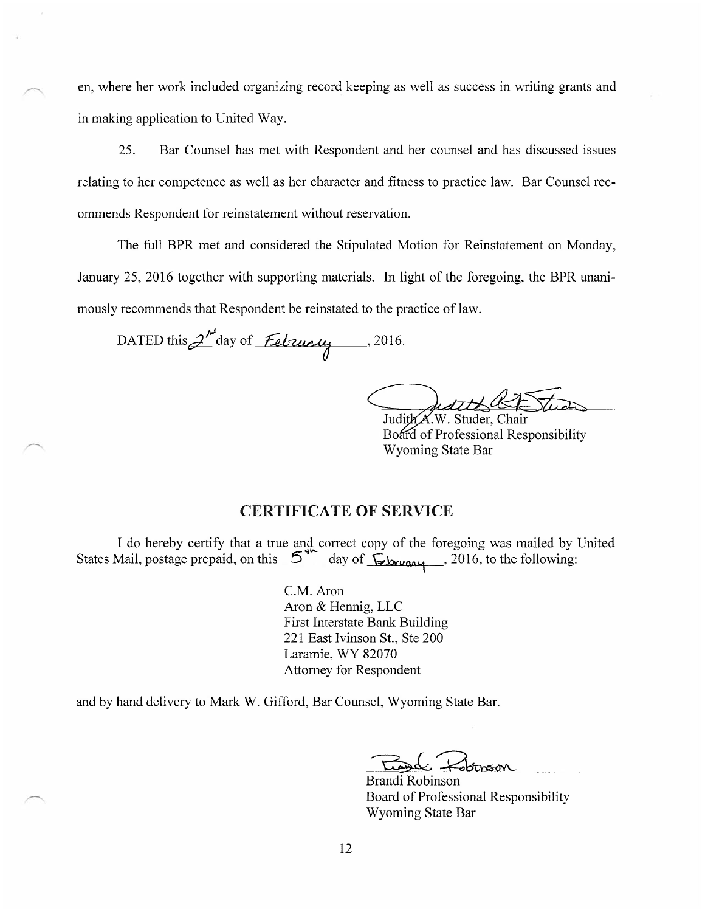en, where her work included organizing record keeping as well as success in writing grants and in making application to United Way.

25. Bar Counsel has met with Respondent and her counsel and has discussed issues relating to her competence as well as her character and fitness to practice law. Bar Counsel recommends Respondent for reinstatement without reservation.

The full BPR met and considered the Stipulated Motion for Reinstatement on Monday, January 25, 2016 together with supporting materials. In light of the foregoing, the BPR unanimously recommends that Respondent be reinstated to the practice of law.

DATED this 2nd day of February, 2016.

Judith A.W. Studer, Chair
Board of Professional Responsibility
Wyoming State Bar

## CERTIFICATE OF SERVICE

I do hereby certify that a true and correct copy of the foregoing was mailed by United States Mail, postage prepaid, on this 5th day of February, 2016, to the following:

C.M. Aron
Aron & Hennig, LLC
First Interstate Bank Building
221 East Ivinson St., Ste 200
Laramie, WY 82070
Attorney for Respondent

and by hand delivery to Mark W. Gifford, Bar Counsel, Wyoming State Bar.

Brandi Robinson
Board of Professional Responsibility
Wyoming State Bar